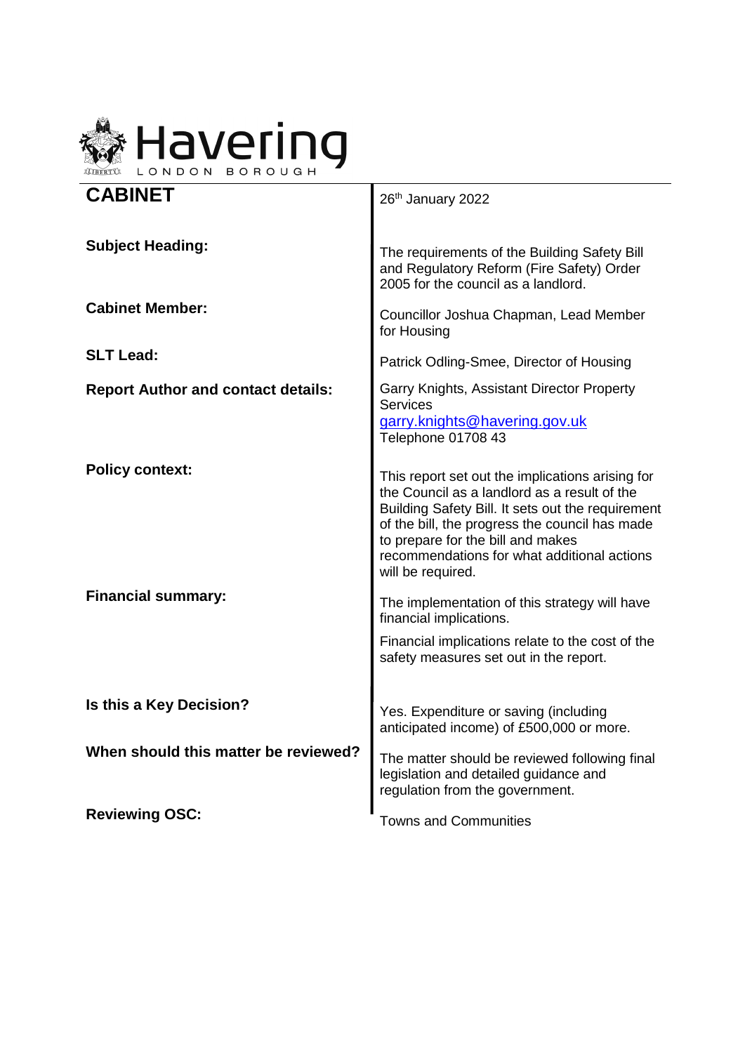Havering
LONDON BOROUGH

| **CABINET** | 26th January 2022 |
| --- | --- |
| **Subject Heading:** | The requirements of the Building Safety Bill and Regulatory Reform (Fire Safety) Order 2005 for the council as a landlord. |
| **Cabinet Member:** | Councillor Joshua Chapman, Lead Member for Housing |
| **SLT Lead:** | Patrick Odling-Smee, Director of Housing |
| **Report Author and contact details:** | Garry Knights, Assistant Director Property Services<br>garry.knights@havering.gov.uk<br>Telephone 01708 43 |
| **Policy context:** | This report set out the implications arising for the Council as a landlord as a result of the Building Safety Bill. It sets out the requirement of the bill, the progress the council has made to prepare for the bill and makes recommendations for what additional actions will be required. |
| **Financial summary:** | The implementation of this strategy will have financial implications.<br>Financial implications relate to the cost of the safety measures set out in the report. |
| **Is this a Key Decision?** | Yes. Expenditure or saving (including anticipated income) of £500,000 or more. |
| **When should this matter be reviewed?** | The matter should be reviewed following final legislation and detailed guidance and regulation from the government. |
| **Reviewing OSC:** | Towns and Communities |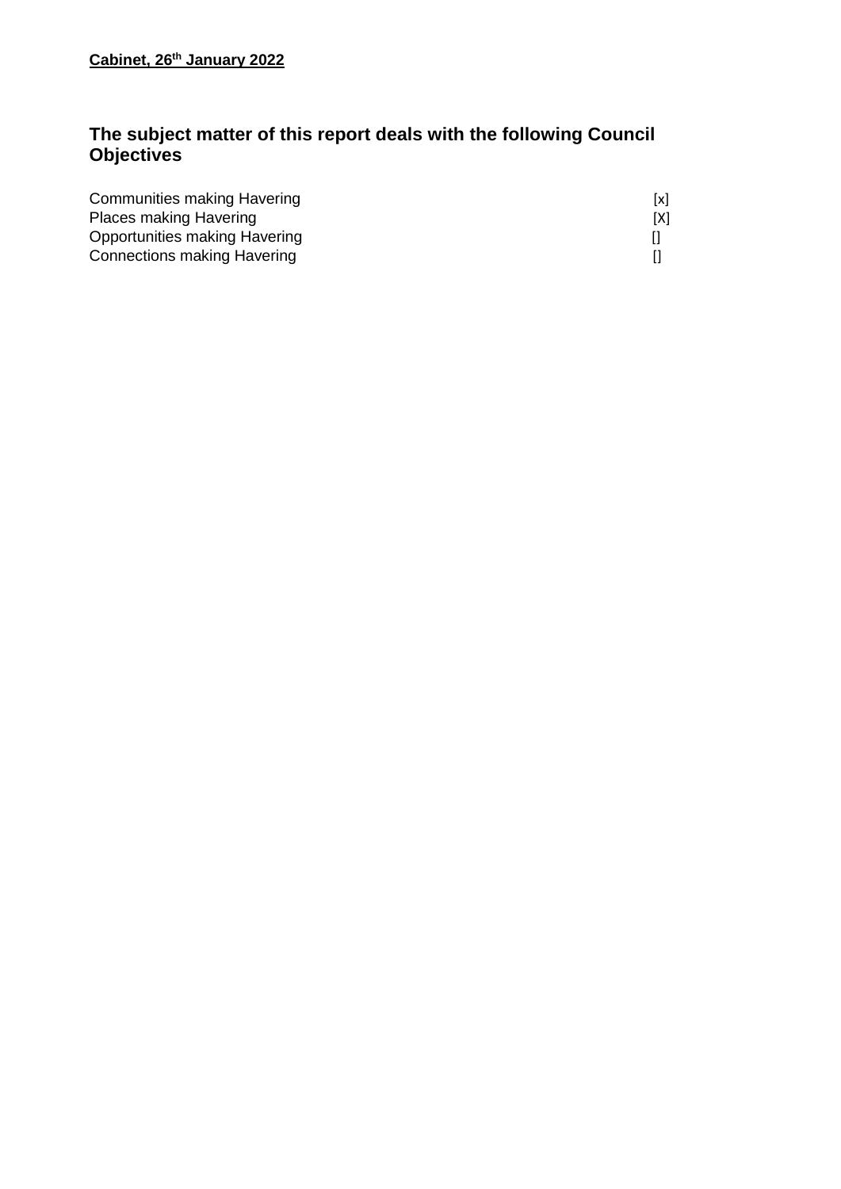**Cabinet, 26th January 2022**

## The subject matter of this report deals with the following Council Objectives

Communities making Havering [x]
Places making Havering [X]
Opportunities making Havering []
Connections making Havering []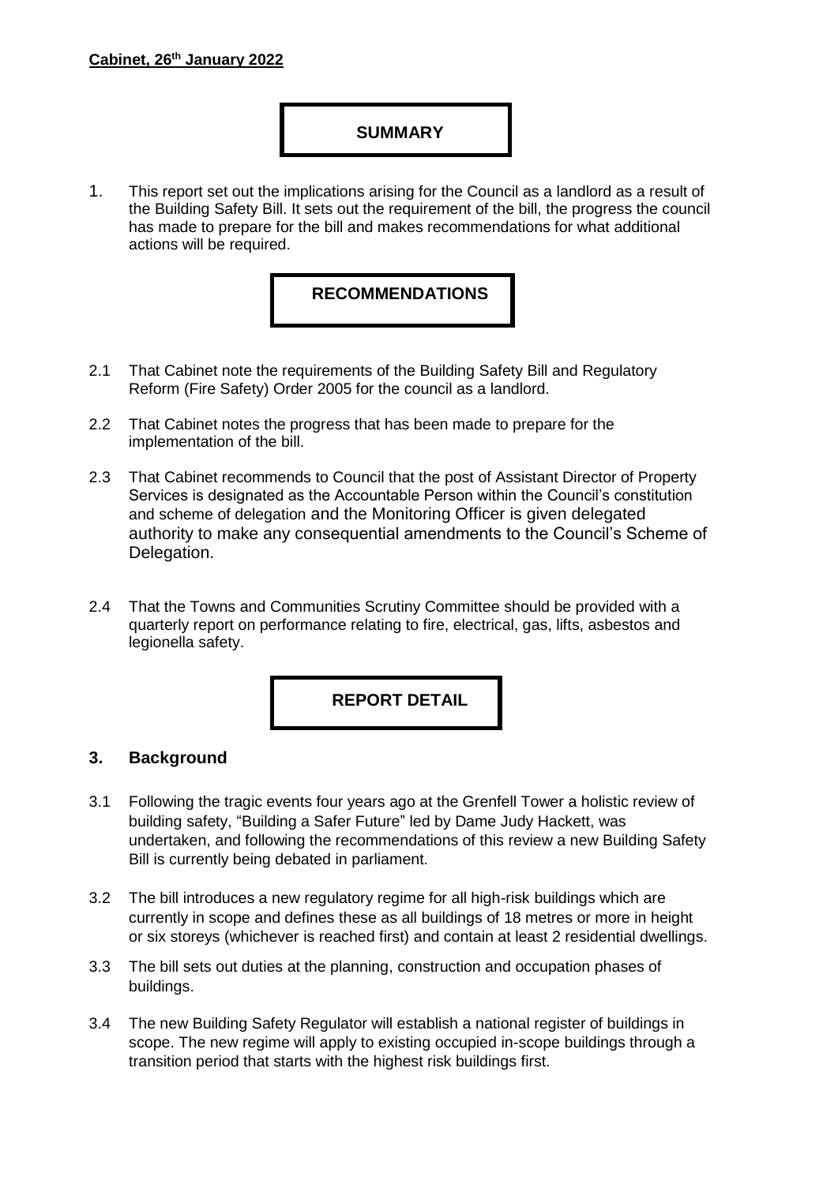**Cabinet, 26th January 2022**

## SUMMARY

1. This report set out the implications arising for the Council as a landlord as a result of the Building Safety Bill. It sets out the requirement of the bill, the progress the council has made to prepare for the bill and makes recommendations for what additional actions will be required.

## RECOMMENDATIONS

2.1 That Cabinet note the requirements of the Building Safety Bill and Regulatory Reform (Fire Safety) Order 2005 for the council as a landlord.

2.2 That Cabinet notes the progress that has been made to prepare for the implementation of the bill.

2.3 That Cabinet recommends to Council that the post of Assistant Director of Property Services is designated as the Accountable Person within the Council's constitution and scheme of delegation and the Monitoring Officer is given delegated authority to make any consequential amendments to the Council's Scheme of Delegation.

2.4 That the Towns and Communities Scrutiny Committee should be provided with a quarterly report on performance relating to fire, electrical, gas, lifts, asbestos and legionella safety.

## REPORT DETAIL

### 3. Background

3.1 Following the tragic events four years ago at the Grenfell Tower a holistic review of building safety, "Building a Safer Future" led by Dame Judy Hackett, was undertaken, and following the recommendations of this review a new Building Safety Bill is currently being debated in parliament.

3.2 The bill introduces a new regulatory regime for all high-risk buildings which are currently in scope and defines these as all buildings of 18 metres or more in height or six storeys (whichever is reached first) and contain at least 2 residential dwellings.

3.3 The bill sets out duties at the planning, construction and occupation phases of buildings.

3.4 The new Building Safety Regulator will establish a national register of buildings in scope. The new regime will apply to existing occupied in-scope buildings through a transition period that starts with the highest risk buildings first.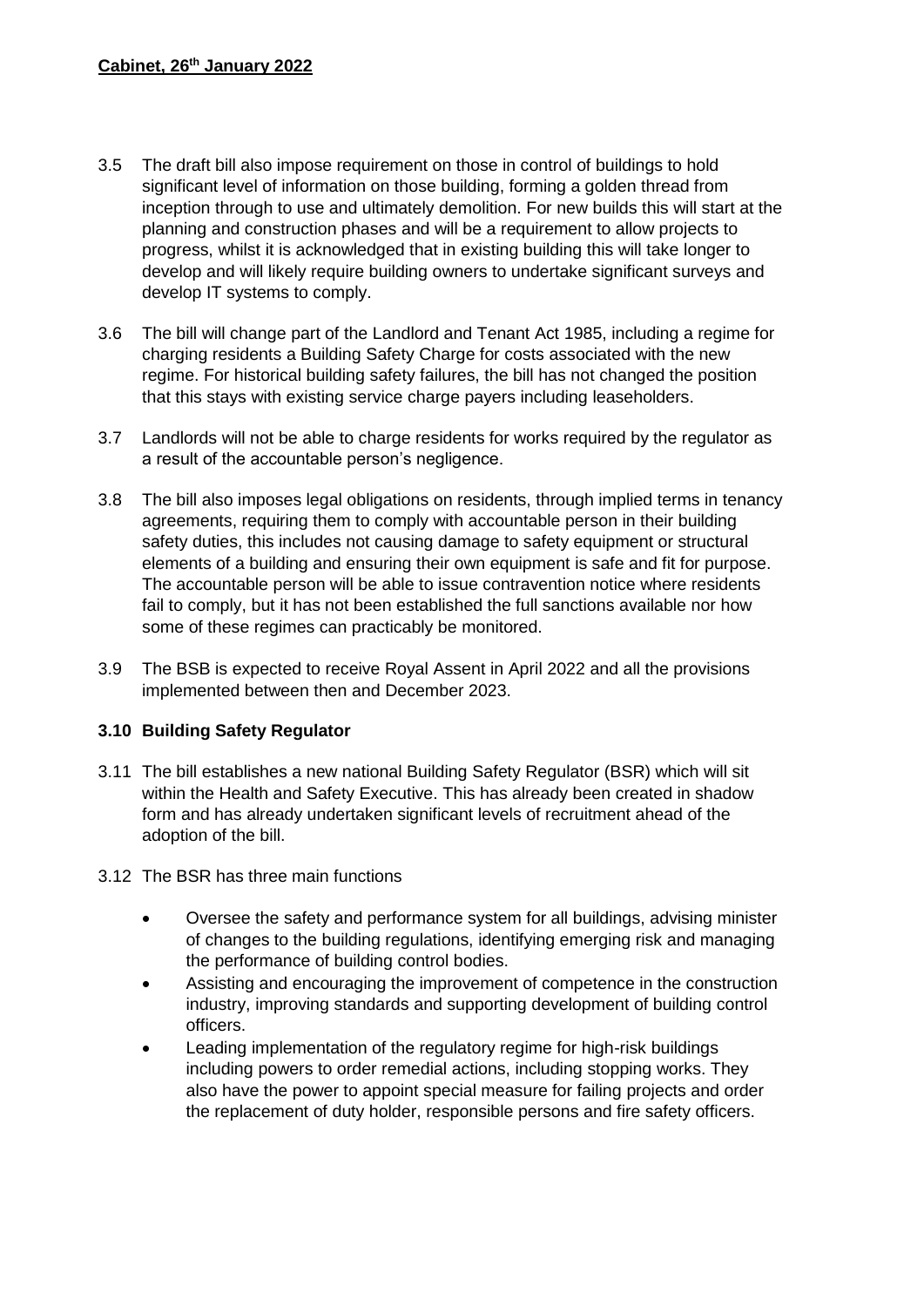- 3.5 The draft bill also impose requirement on those in control of buildings to hold significant level of information on those building, forming a golden thread from inception through to use and ultimately demolition. For new builds this will start at the planning and construction phases and will be a requirement to allow projects to progress, whilst it is acknowledged that in existing building this will take longer to develop and will likely require building owners to undertake significant surveys and develop IT systems to comply.

- 3.6 The bill will change part of the Landlord and Tenant Act 1985, including a regime for charging residents a Building Safety Charge for costs associated with the new regime. For historical building safety failures, the bill has not changed the position that this stays with existing service charge payers including leaseholders.

- 3.7 Landlords will not be able to charge residents for works required by the regulator as a result of the accountable person's negligence.

- 3.8 The bill also imposes legal obligations on residents, through implied terms in tenancy agreements, requiring them to comply with accountable person in their building safety duties, this includes not causing damage to safety equipment or structural elements of a building and ensuring their own equipment is safe and fit for purpose. The accountable person will be able to issue contravention notice where residents fail to comply, but it has not been established the full sanctions available nor how some of these regimes can practicably be monitored.

- 3.9 The BSB is expected to receive Royal Assent in April 2022 and all the provisions implemented between then and December 2023.

### 3.10 Building Safety Regulator

- 3.11 The bill establishes a new national Building Safety Regulator (BSR) which will sit within the Health and Safety Executive. This has already been created in shadow form and has already undertaken significant levels of recruitment ahead of the adoption of the bill.

- 3.12 The BSR has three main functions

  - Oversee the safety and performance system for all buildings, advising minister of changes to the building regulations, identifying emerging risk and managing the performance of building control bodies.
  - Assisting and encouraging the improvement of competence in the construction industry, improving standards and supporting development of building control officers.
  - Leading implementation of the regulatory regime for high-risk buildings including powers to order remedial actions, including stopping works. They also have the power to appoint special measure for failing projects and order the replacement of duty holder, responsible persons and fire safety officers.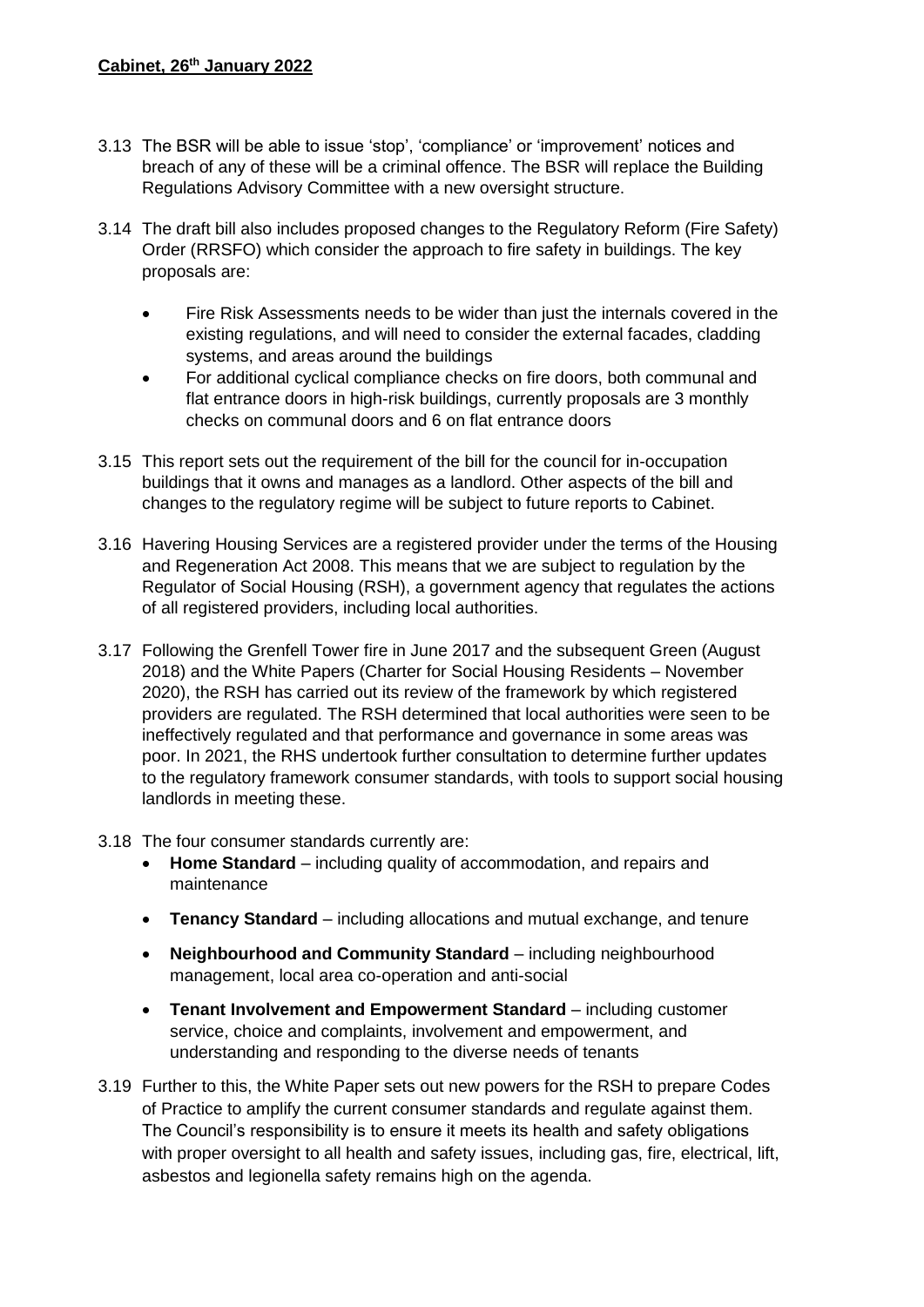3.13 The BSR will be able to issue 'stop', 'compliance' or 'improvement' notices and breach of any of these will be a criminal offence. The BSR will replace the Building Regulations Advisory Committee with a new oversight structure.

3.14 The draft bill also includes proposed changes to the Regulatory Reform (Fire Safety) Order (RRSFO) which consider the approach to fire safety in buildings. The key proposals are:

- Fire Risk Assessments needs to be wider than just the internals covered in the existing regulations, and will need to consider the external facades, cladding systems, and areas around the buildings
- For additional cyclical compliance checks on fire doors, both communal and flat entrance doors in high-risk buildings, currently proposals are 3 monthly checks on communal doors and 6 on flat entrance doors

3.15 This report sets out the requirement of the bill for the council for in-occupation buildings that it owns and manages as a landlord. Other aspects of the bill and changes to the regulatory regime will be subject to future reports to Cabinet.

3.16 Havering Housing Services are a registered provider under the terms of the Housing and Regeneration Act 2008. This means that we are subject to regulation by the Regulator of Social Housing (RSH), a government agency that regulates the actions of all registered providers, including local authorities.

3.17 Following the Grenfell Tower fire in June 2017 and the subsequent Green (August 2018) and the White Papers (Charter for Social Housing Residents – November 2020), the RSH has carried out its review of the framework by which registered providers are regulated. The RSH determined that local authorities were seen to be ineffectively regulated and that performance and governance in some areas was poor. In 2021, the RHS undertook further consultation to determine further updates to the regulatory framework consumer standards, with tools to support social housing landlords in meeting these.

3.18 The four consumer standards currently are:

- **Home Standard** – including quality of accommodation, and repairs and maintenance
- **Tenancy Standard** – including allocations and mutual exchange, and tenure
- **Neighbourhood and Community Standard** – including neighbourhood management, local area co-operation and anti-social
- **Tenant Involvement and Empowerment Standard** – including customer service, choice and complaints, involvement and empowerment, and understanding and responding to the diverse needs of tenants

3.19 Further to this, the White Paper sets out new powers for the RSH to prepare Codes of Practice to amplify the current consumer standards and regulate against them. The Council's responsibility is to ensure it meets its health and safety obligations with proper oversight to all health and safety issues, including gas, fire, electrical, lift, asbestos and legionella safety remains high on the agenda.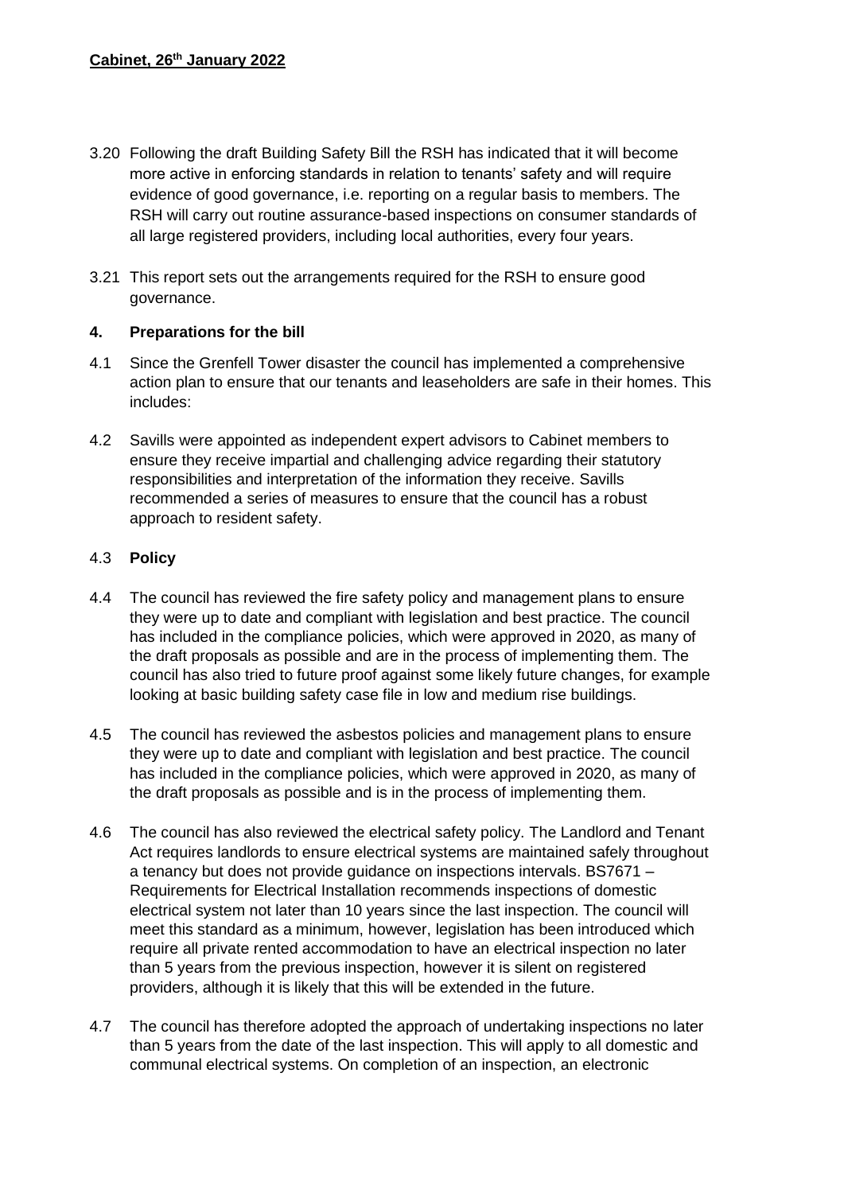3.20 Following the draft Building Safety Bill the RSH has indicated that it will become more active in enforcing standards in relation to tenants' safety and will require evidence of good governance, i.e. reporting on a regular basis to members. The RSH will carry out routine assurance-based inspections on consumer standards of all large registered providers, including local authorities, every four years.

3.21 This report sets out the arrangements required for the RSH to ensure good governance.

## 4. Preparations for the bill

4.1 Since the Grenfell Tower disaster the council has implemented a comprehensive action plan to ensure that our tenants and leaseholders are safe in their homes. This includes:

4.2 Savills were appointed as independent expert advisors to Cabinet members to ensure they receive impartial and challenging advice regarding their statutory responsibilities and interpretation of the information they receive. Savills recommended a series of measures to ensure that the council has a robust approach to resident safety.

### 4.3 Policy

4.4 The council has reviewed the fire safety policy and management plans to ensure they were up to date and compliant with legislation and best practice. The council has included in the compliance policies, which were approved in 2020, as many of the draft proposals as possible and are in the process of implementing them. The council has also tried to future proof against some likely future changes, for example looking at basic building safety case file in low and medium rise buildings.

4.5 The council has reviewed the asbestos policies and management plans to ensure they were up to date and compliant with legislation and best practice. The council has included in the compliance policies, which were approved in 2020, as many of the draft proposals as possible and is in the process of implementing them.

4.6 The council has also reviewed the electrical safety policy. The Landlord and Tenant Act requires landlords to ensure electrical systems are maintained safely throughout a tenancy but does not provide guidance on inspections intervals. BS7671 – Requirements for Electrical Installation recommends inspections of domestic electrical system not later than 10 years since the last inspection. The council will meet this standard as a minimum, however, legislation has been introduced which require all private rented accommodation to have an electrical inspection no later than 5 years from the previous inspection, however it is silent on registered providers, although it is likely that this will be extended in the future.

4.7 The council has therefore adopted the approach of undertaking inspections no later than 5 years from the date of the last inspection. This will apply to all domestic and communal electrical systems. On completion of an inspection, an electronic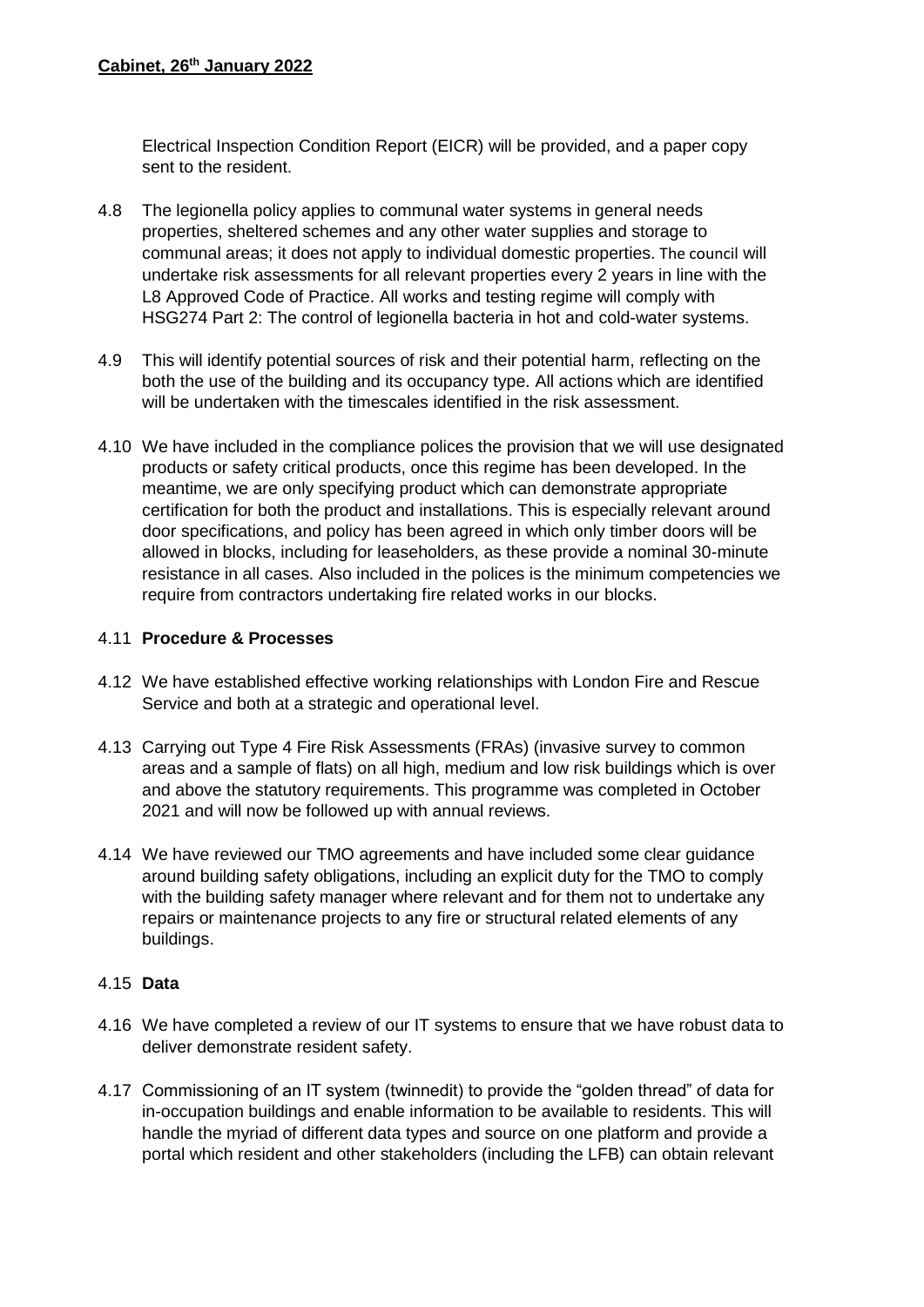Electrical Inspection Condition Report (EICR) will be provided, and a paper copy sent to the resident.

4.8 The legionella policy applies to communal water systems in general needs properties, sheltered schemes and any other water supplies and storage to communal areas; it does not apply to individual domestic properties. The council will undertake risk assessments for all relevant properties every 2 years in line with the L8 Approved Code of Practice. All works and testing regime will comply with HSG274 Part 2: The control of legionella bacteria in hot and cold-water systems.

4.9 This will identify potential sources of risk and their potential harm, reflecting on the both the use of the building and its occupancy type. All actions which are identified will be undertaken with the timescales identified in the risk assessment.

4.10 We have included in the compliance polices the provision that we will use designated products or safety critical products, once this regime has been developed. In the meantime, we are only specifying product which can demonstrate appropriate certification for both the product and installations. This is especially relevant around door specifications, and policy has been agreed in which only timber doors will be allowed in blocks, including for leaseholders, as these provide a nominal 30-minute resistance in all cases. Also included in the polices is the minimum competencies we require from contractors undertaking fire related works in our blocks.

4.11 **Procedure & Processes**

4.12 We have established effective working relationships with London Fire and Rescue Service and both at a strategic and operational level.

4.13 Carrying out Type 4 Fire Risk Assessments (FRAs) (invasive survey to common areas and a sample of flats) on all high, medium and low risk buildings which is over and above the statutory requirements. This programme was completed in October 2021 and will now be followed up with annual reviews.

4.14 We have reviewed our TMO agreements and have included some clear guidance around building safety obligations, including an explicit duty for the TMO to comply with the building safety manager where relevant and for them not to undertake any repairs or maintenance projects to any fire or structural related elements of any buildings.

4.15 **Data**

4.16 We have completed a review of our IT systems to ensure that we have robust data to deliver demonstrate resident safety.

4.17 Commissioning of an IT system (twinnedit) to provide the "golden thread" of data for in-occupation buildings and enable information to be available to residents. This will handle the myriad of different data types and source on one platform and provide a portal which resident and other stakeholders (including the LFB) can obtain relevant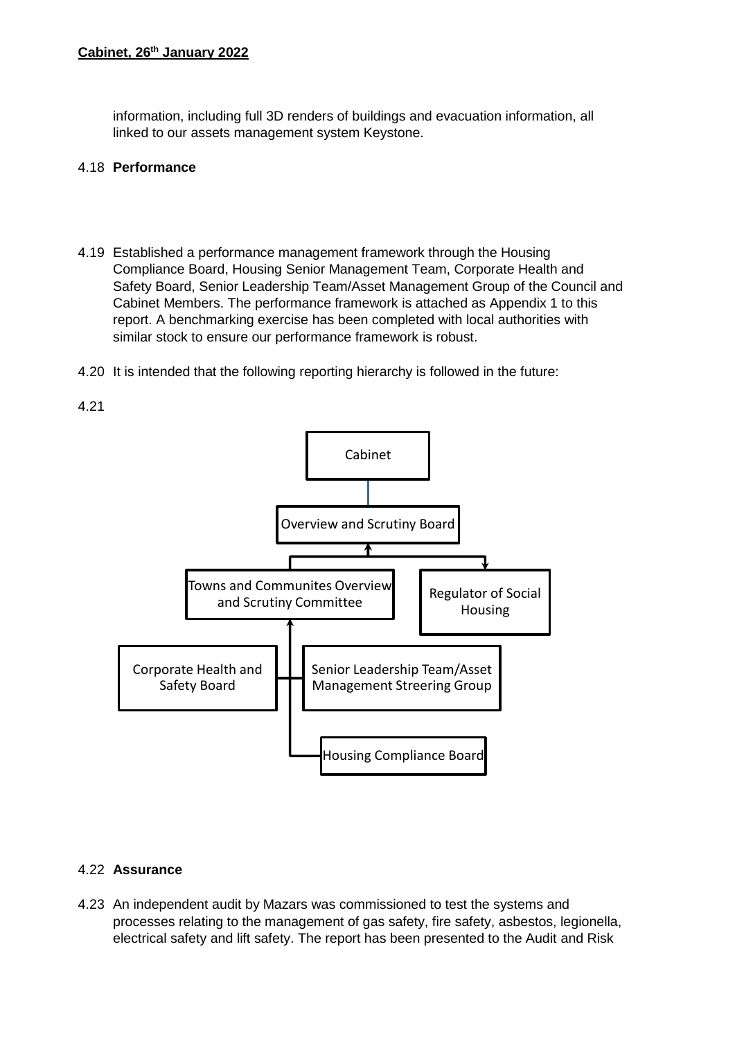information, including full 3D renders of buildings and evacuation information, all linked to our assets management system Keystone.

4.18 **Performance**

4.19 Established a performance management framework through the Housing Compliance Board, Housing Senior Management Team, Corporate Health and Safety Board, Senior Leadership Team/Asset Management Group of the Council and Cabinet Members. The performance framework is attached as Appendix 1 to this report. A benchmarking exercise has been completed with local authorities with similar stock to ensure our performance framework is robust.

4.20 It is intended that the following reporting hierarchy is followed in the future:

4.21

Cabinet

Overview and Scrutiny Board

Towns and Communites Overview and Scrutiny Committee

Regulator of Social Housing

Corporate Health and Safety Board

Senior Leadership Team/Asset Management Streering Group

Housing Compliance Board

4.22 **Assurance**

4.23 An independent audit by Mazars was commissioned to test the systems and processes relating to the management of gas safety, fire safety, asbestos, legionella, electrical safety and lift safety. The report has been presented to the Audit and Risk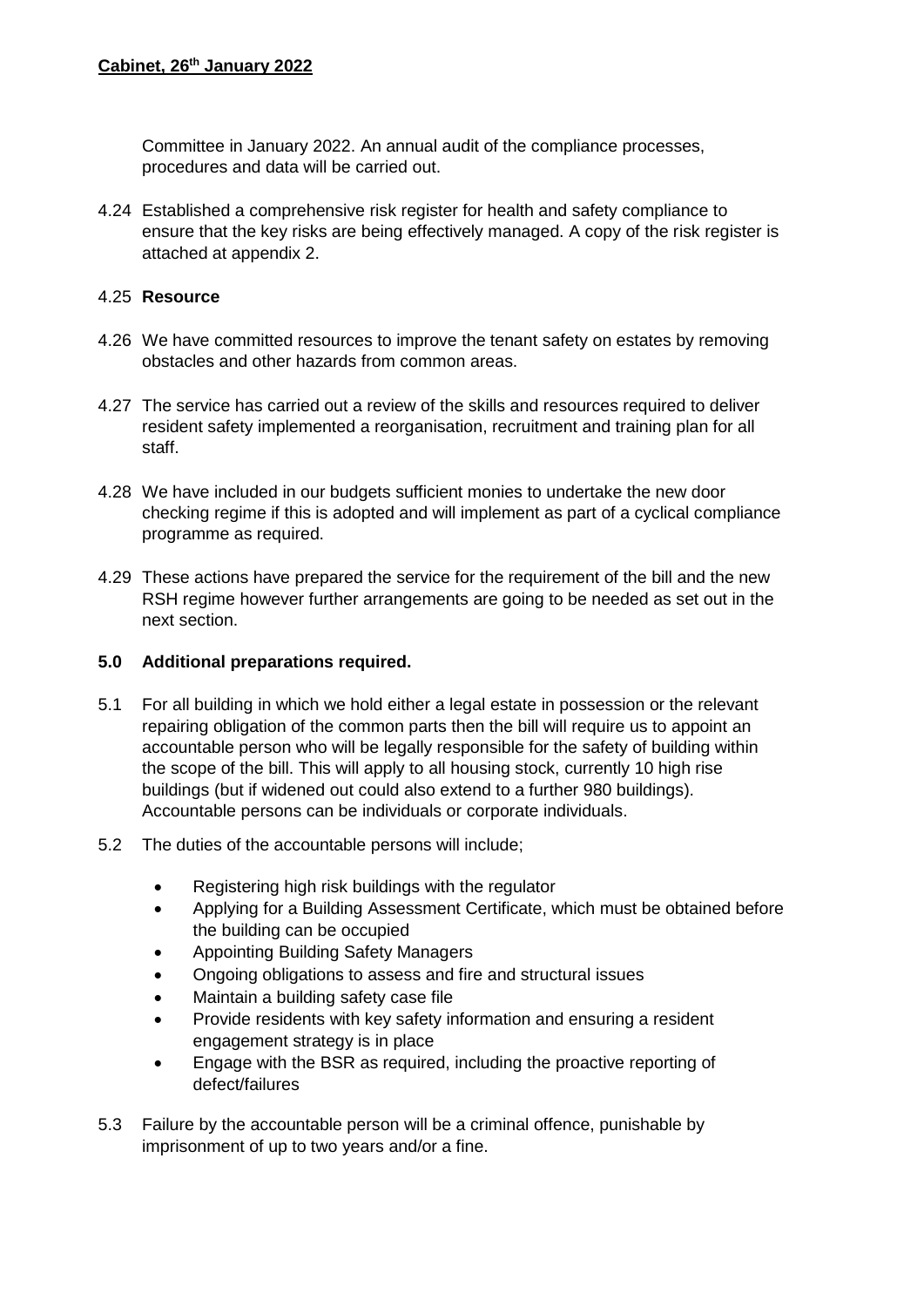Committee in January 2022. An annual audit of the compliance processes, procedures and data will be carried out.

4.24 Established a comprehensive risk register for health and safety compliance to ensure that the key risks are being effectively managed. A copy of the risk register is attached at appendix 2.

4.25 **Resource**

4.26 We have committed resources to improve the tenant safety on estates by removing obstacles and other hazards from common areas.

4.27 The service has carried out a review of the skills and resources required to deliver resident safety implemented a reorganisation, recruitment and training plan for all staff.

4.28 We have included in our budgets sufficient monies to undertake the new door checking regime if this is adopted and will implement as part of a cyclical compliance programme as required.

4.29 These actions have prepared the service for the requirement of the bill and the new RSH regime however further arrangements are going to be needed as set out in the next section.

### 5.0 Additional preparations required.

5.1 For all building in which we hold either a legal estate in possession or the relevant repairing obligation of the common parts then the bill will require us to appoint an accountable person who will be legally responsible for the safety of building within the scope of the bill. This will apply to all housing stock, currently 10 high rise buildings (but if widened out could also extend to a further 980 buildings). Accountable persons can be individuals or corporate individuals.

5.2 The duties of the accountable persons will include;

- Registering high risk buildings with the regulator
- Applying for a Building Assessment Certificate, which must be obtained before the building can be occupied
- Appointing Building Safety Managers
- Ongoing obligations to assess and fire and structural issues
- Maintain a building safety case file
- Provide residents with key safety information and ensuring a resident engagement strategy is in place
- Engage with the BSR as required, including the proactive reporting of defect/failures

5.3 Failure by the accountable person will be a criminal offence, punishable by imprisonment of up to two years and/or a fine.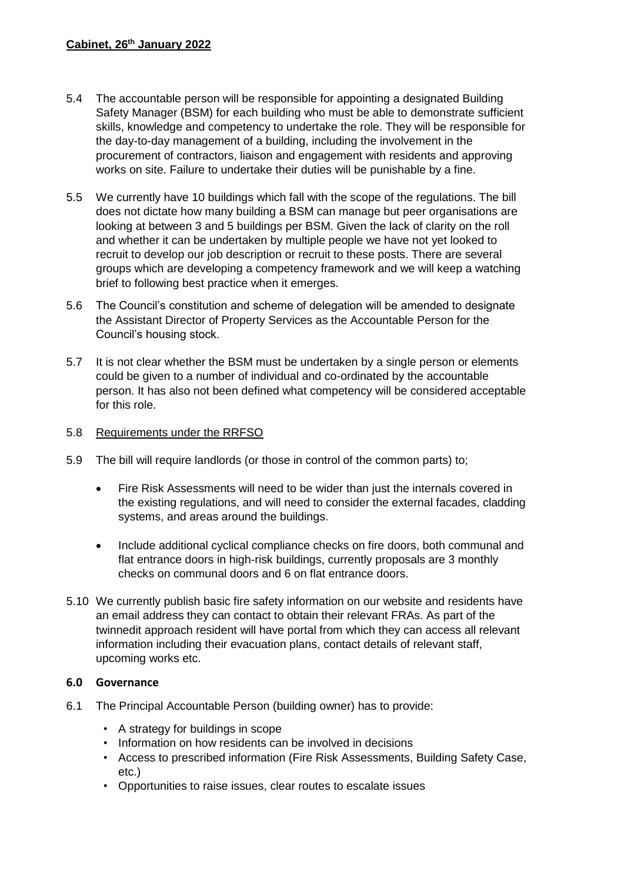- 5.4 The accountable person will be responsible for appointing a designated Building Safety Manager (BSM) for each building who must be able to demonstrate sufficient skills, knowledge and competency to undertake the role. They will be responsible for the day-to-day management of a building, including the involvement in the procurement of contractors, liaison and engagement with residents and approving works on site. Failure to undertake their duties will be punishable by a fine.

- 5.5 We currently have 10 buildings which fall with the scope of the regulations. The bill does not dictate how many building a BSM can manage but peer organisations are looking at between 3 and 5 buildings per BSM. Given the lack of clarity on the roll and whether it can be undertaken by multiple people we have not yet looked to recruit to develop our job description or recruit to these posts. There are several groups which are developing a competency framework and we will keep a watching brief to following best practice when it emerges.

- 5.6 The Council's constitution and scheme of delegation will be amended to designate the Assistant Director of Property Services as the Accountable Person for the Council's housing stock.

- 5.7 It is not clear whether the BSM must be undertaken by a single person or elements could be given to a number of individual and co-ordinated by the accountable person. It has also not been defined what competency will be considered acceptable for this role.

- 5.8 <u>Requirements under the RRFSO</u>

- 5.9 The bill will require landlords (or those in control of the common parts) to;

  - Fire Risk Assessments will need to be wider than just the internals covered in the existing regulations, and will need to consider the external facades, cladding systems, and areas around the buildings.

  - Include additional cyclical compliance checks on fire doors, both communal and flat entrance doors in high-risk buildings, currently proposals are 3 monthly checks on communal doors and 6 on flat entrance doors.

- 5.10 We currently publish basic fire safety information on our website and residents have an email address they can contact to obtain their relevant FRAs. As part of the twinnedit approach resident will have portal from which they can access all relevant information including their evacuation plans, contact details of relevant staff, upcoming works etc.

## 6.0 Governance

6.1 The Principal Accountable Person (building owner) has to provide:

- A strategy for buildings in scope
- Information on how residents can be involved in decisions
- Access to prescribed information (Fire Risk Assessments, Building Safety Case, etc.)
- Opportunities to raise issues, clear routes to escalate issues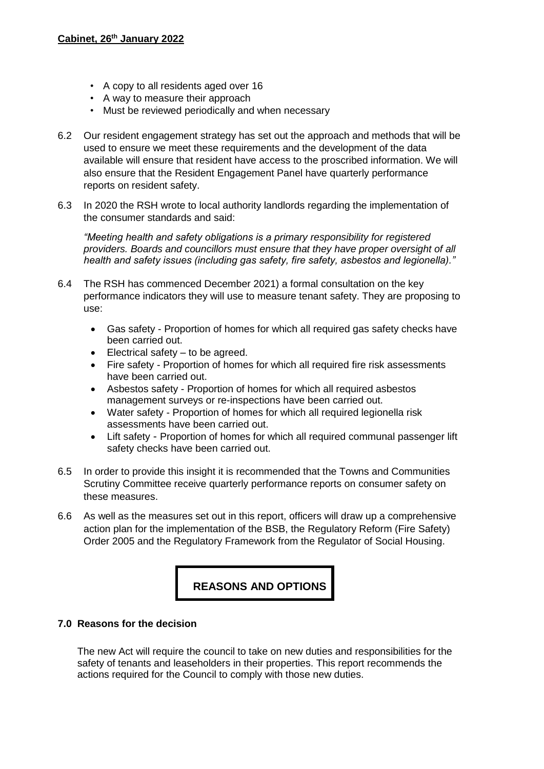- A copy to all residents aged over 16
- A way to measure their approach
- Must be reviewed periodically and when necessary

6.2 Our resident engagement strategy has set out the approach and methods that will be used to ensure we meet these requirements and the development of the data available will ensure that resident have access to the proscribed information. We will also ensure that the Resident Engagement Panel have quarterly performance reports on resident safety.

6.3 In 2020 the RSH wrote to local authority landlords regarding the implementation of the consumer standards and said:

*"Meeting health and safety obligations is a primary responsibility for registered providers. Boards and councillors must ensure that they have proper oversight of all health and safety issues (including gas safety, fire safety, asbestos and legionella)."*

6.4 The RSH has commenced December 2021) a formal consultation on the key performance indicators they will use to measure tenant safety. They are proposing to use:

- Gas safety - Proportion of homes for which all required gas safety checks have been carried out.
- Electrical safety – to be agreed.
- Fire safety - Proportion of homes for which all required fire risk assessments have been carried out.
- Asbestos safety - Proportion of homes for which all required asbestos management surveys or re-inspections have been carried out.
- Water safety - Proportion of homes for which all required legionella risk assessments have been carried out.
- Lift safety - Proportion of homes for which all required communal passenger lift safety checks have been carried out.

6.5 In order to provide this insight it is recommended that the Towns and Communities Scrutiny Committee receive quarterly performance reports on consumer safety on these measures.

6.6 As well as the measures set out in this report, officers will draw up a comprehensive action plan for the implementation of the BSB, the Regulatory Reform (Fire Safety) Order 2005 and the Regulatory Framework from the Regulator of Social Housing.

## REASONS AND OPTIONS

### 7.0 Reasons for the decision

The new Act will require the council to take on new duties and responsibilities for the safety of tenants and leaseholders in their properties. This report recommends the actions required for the Council to comply with those new duties.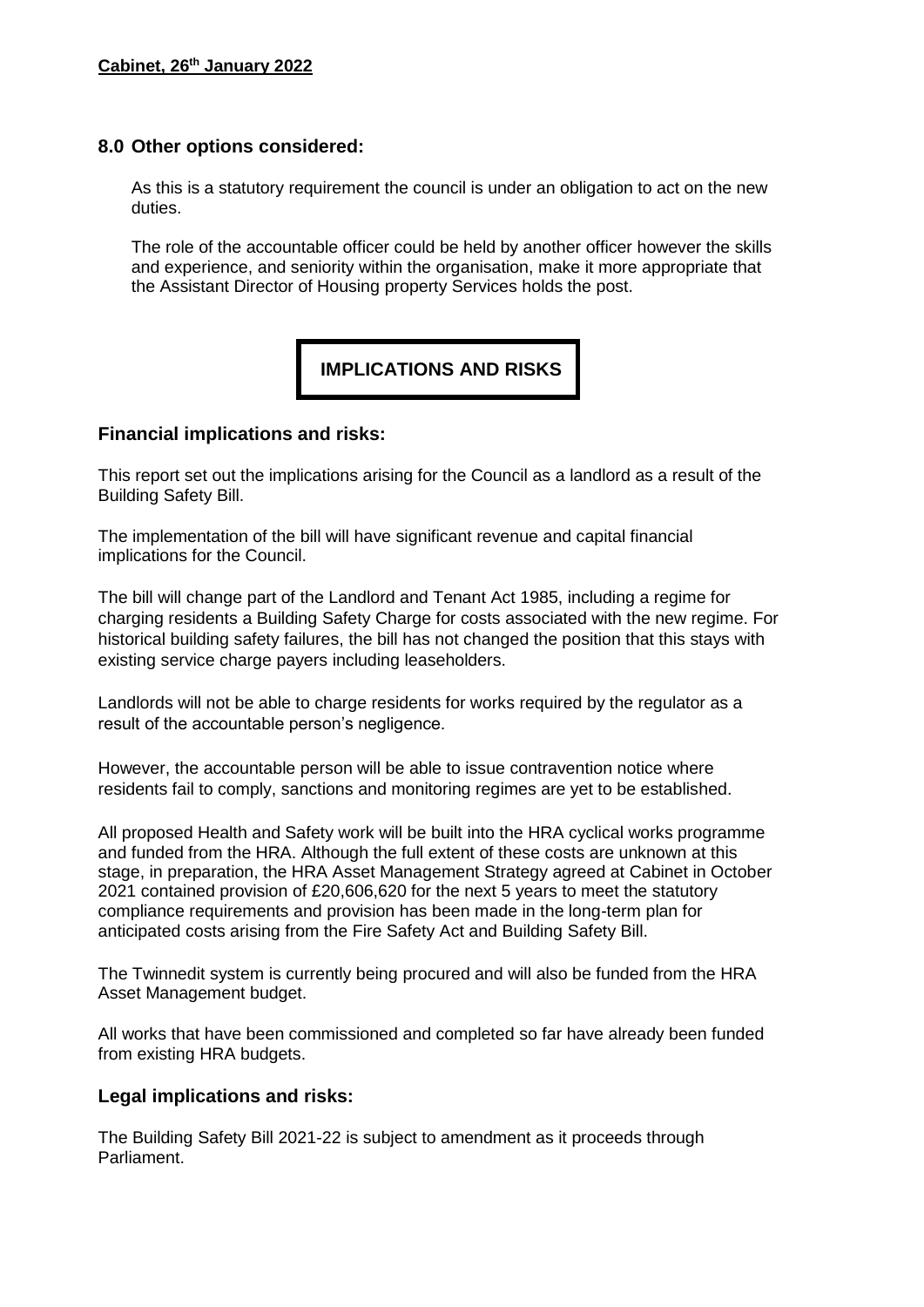## 8.0 Other options considered:

As this is a statutory requirement the council is under an obligation to act on the new duties.

The role of the accountable officer could be held by another officer however the skills and experience, and seniority within the organisation, make it more appropriate that the Assistant Director of Housing property Services holds the post.

## IMPLICATIONS AND RISKS

### Financial implications and risks:

This report set out the implications arising for the Council as a landlord as a result of the Building Safety Bill.

The implementation of the bill will have significant revenue and capital financial implications for the Council.

The bill will change part of the Landlord and Tenant Act 1985, including a regime for charging residents a Building Safety Charge for costs associated with the new regime. For historical building safety failures, the bill has not changed the position that this stays with existing service charge payers including leaseholders.

Landlords will not be able to charge residents for works required by the regulator as a result of the accountable person's negligence.

However, the accountable person will be able to issue contravention notice where residents fail to comply, sanctions and monitoring regimes are yet to be established.

All proposed Health and Safety work will be built into the HRA cyclical works programme and funded from the HRA. Although the full extent of these costs are unknown at this stage, in preparation, the HRA Asset Management Strategy agreed at Cabinet in October 2021 contained provision of £20,606,620 for the next 5 years to meet the statutory compliance requirements and provision has been made in the long-term plan for anticipated costs arising from the Fire Safety Act and Building Safety Bill.

The Twinnedit system is currently being procured and will also be funded from the HRA Asset Management budget.

All works that have been commissioned and completed so far have already been funded from existing HRA budgets.

### Legal implications and risks:

The Building Safety Bill 2021-22 is subject to amendment as it proceeds through Parliament.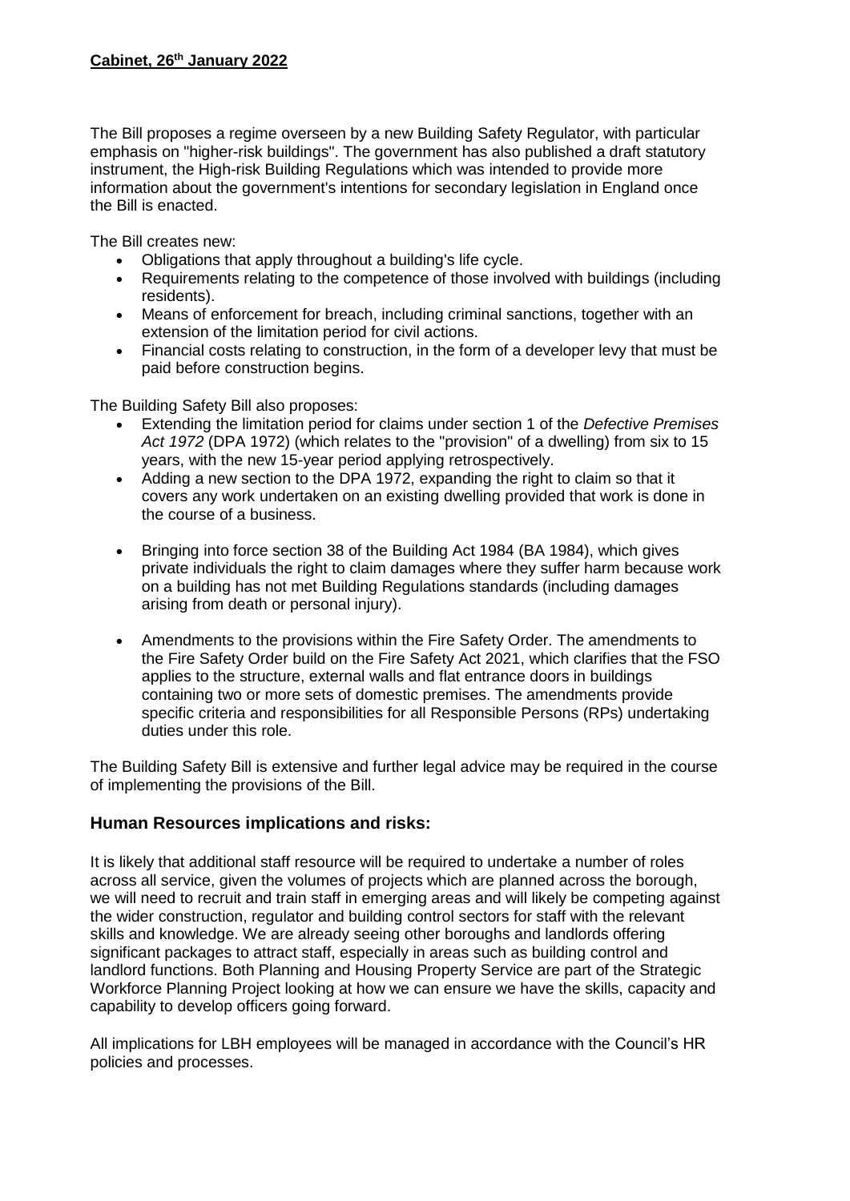The Bill proposes a regime overseen by a new Building Safety Regulator, with particular emphasis on "higher-risk buildings". The government has also published a draft statutory instrument, the High-risk Building Regulations which was intended to provide more information about the government's intentions for secondary legislation in England once the Bill is enacted.

The Bill creates new:

- Obligations that apply throughout a building's life cycle.
- Requirements relating to the competence of those involved with buildings (including residents).
- Means of enforcement for breach, including criminal sanctions, together with an extension of the limitation period for civil actions.
- Financial costs relating to construction, in the form of a developer levy that must be paid before construction begins.

The Building Safety Bill also proposes:

- Extending the limitation period for claims under section 1 of the *Defective Premises Act 1972* (DPA 1972) (which relates to the "provision" of a dwelling) from six to 15 years, with the new 15-year period applying retrospectively.
- Adding a new section to the DPA 1972, expanding the right to claim so that it covers any work undertaken on an existing dwelling provided that work is done in the course of a business.
- Bringing into force section 38 of the Building Act 1984 (BA 1984), which gives private individuals the right to claim damages where they suffer harm because work on a building has not met Building Regulations standards (including damages arising from death or personal injury).
- Amendments to the provisions within the Fire Safety Order. The amendments to the Fire Safety Order build on the Fire Safety Act 2021, which clarifies that the FSO applies to the structure, external walls and flat entrance doors in buildings containing two or more sets of domestic premises. The amendments provide specific criteria and responsibilities for all Responsible Persons (RPs) undertaking duties under this role.

The Building Safety Bill is extensive and further legal advice may be required in the course of implementing the provisions of the Bill.

## Human Resources implications and risks:

It is likely that additional staff resource will be required to undertake a number of roles across all service, given the volumes of projects which are planned across the borough, we will need to recruit and train staff in emerging areas and will likely be competing against the wider construction, regulator and building control sectors for staff with the relevant skills and knowledge. We are already seeing other boroughs and landlords offering significant packages to attract staff, especially in areas such as building control and landlord functions. Both Planning and Housing Property Service are part of the Strategic Workforce Planning Project looking at how we can ensure we have the skills, capacity and capability to develop officers going forward.

All implications for LBH employees will be managed in accordance with the Council's HR policies and processes.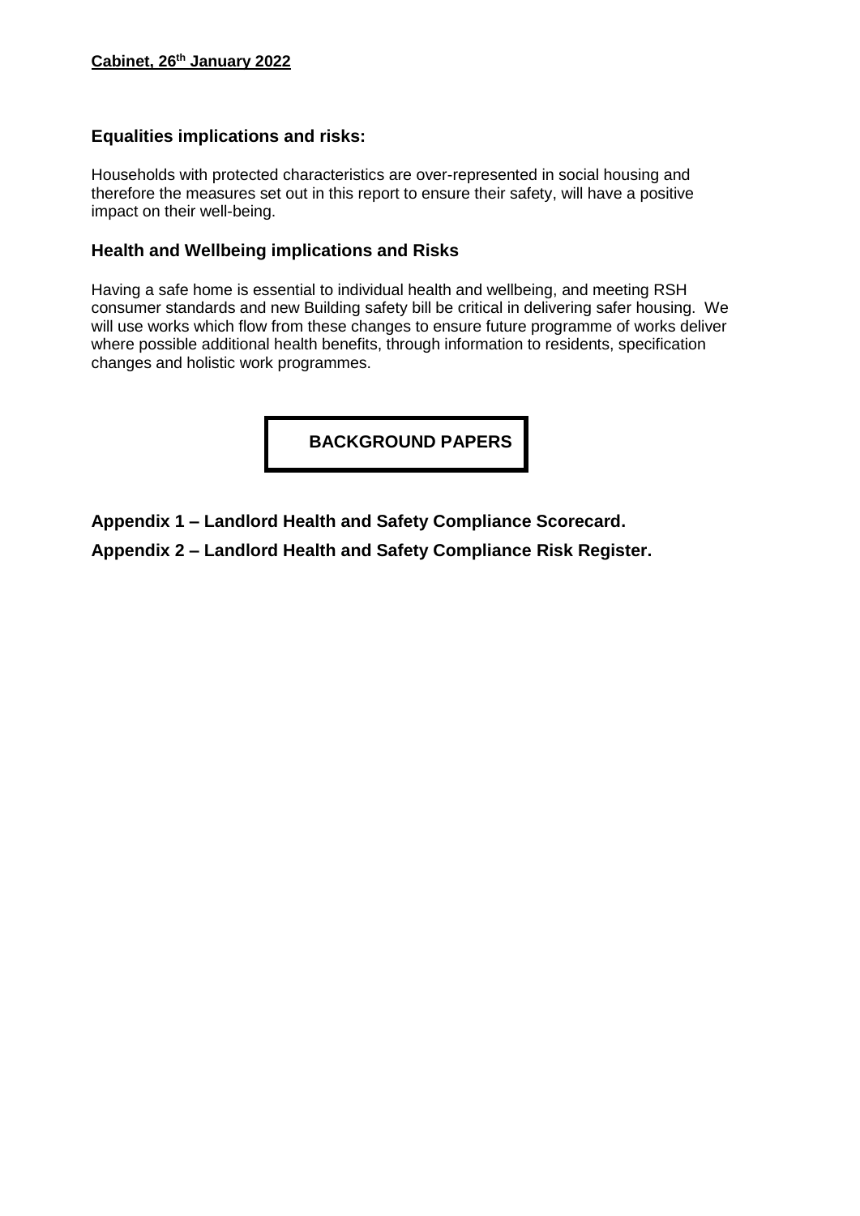## Equalities implications and risks:

Households with protected characteristics are over-represented in social housing and therefore the measures set out in this report to ensure their safety, will have a positive impact on their well-being.

## Health and Wellbeing implications and Risks

Having a safe home is essential to individual health and wellbeing, and meeting RSH consumer standards and new Building safety bill be critical in delivering safer housing. We will use works which flow from these changes to ensure future programme of works deliver where possible additional health benefits, through information to residents, specification changes and holistic work programmes.

## BACKGROUND PAPERS

**Appendix 1 – Landlord Health and Safety Compliance Scorecard.**

**Appendix 2 – Landlord Health and Safety Compliance Risk Register.**